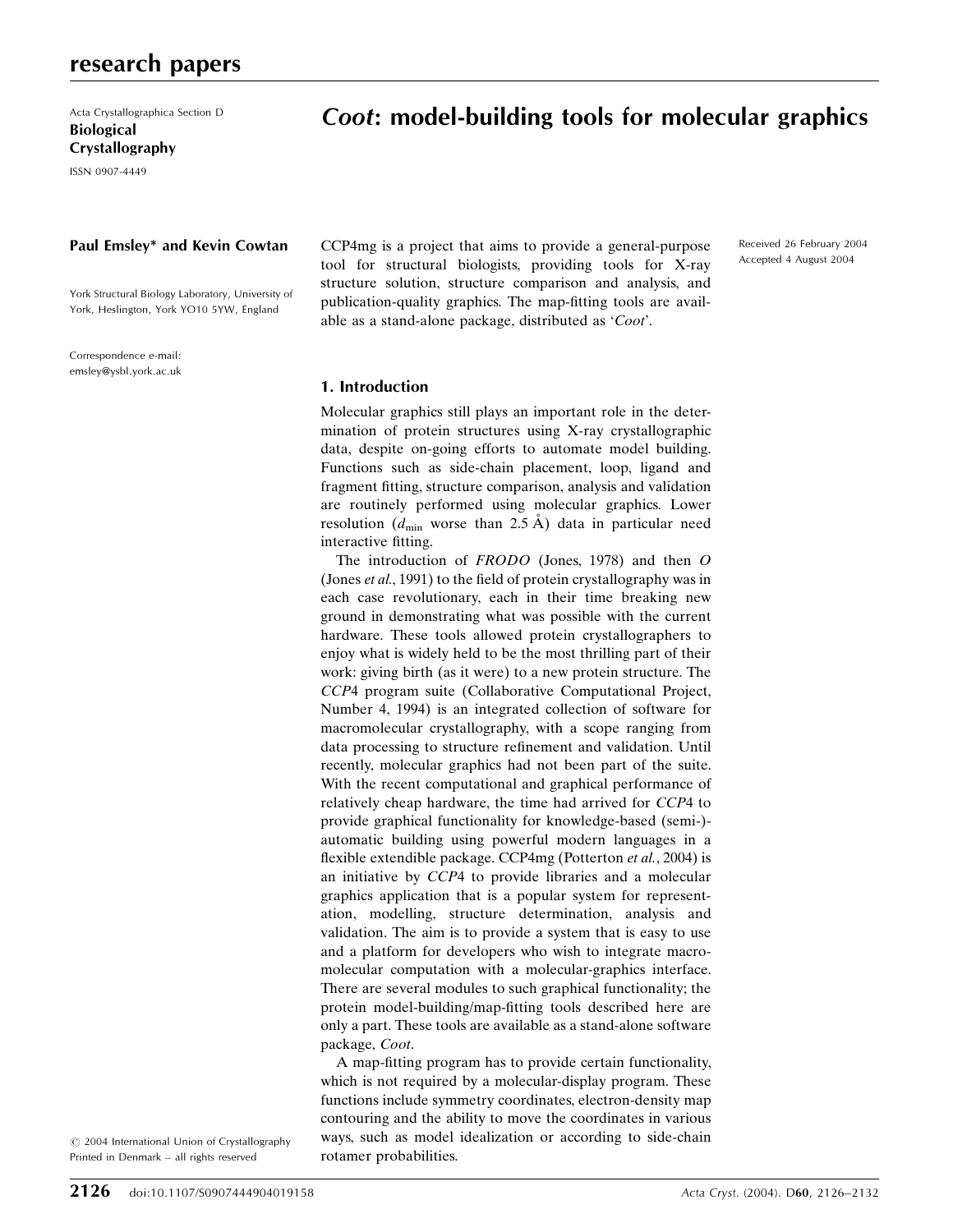Acta Crystallographica Section D
**Biological Crystallography**
ISSN 0907-4449

# *Coot*: model-building tools for molecular graphics

**Paul Emsley* and Kevin Cowtan**

York Structural Biology Laboratory, University of York, Heslington, York YO10 5YW, England

Correspondence e-mail: emsley@ysbl.york.ac.uk

Received 26 February 2004
Accepted 4 August 2004

CCP4mg is a project that aims to provide a general-purpose tool for structural biologists, providing tools for X-ray structure solution, structure comparison and analysis, and publication-quality graphics. The map-fitting tools are available as a stand-alone package, distributed as '*Coot*'.

## 1. Introduction

Molecular graphics still plays an important role in the determination of protein structures using X-ray crystallographic data, despite on-going efforts to automate model building. Functions such as side-chain placement, loop, ligand and fragment fitting, structure comparison, analysis and validation are routinely performed using molecular graphics. Lower resolution ($d_{\min}$ worse than 2.5 Å) data in particular need interactive fitting.

The introduction of *FRODO* (Jones, 1978) and then *O* (Jones *et al.*, 1991) to the field of protein crystallography was in each case revolutionary, each in their time breaking new ground in demonstrating what was possible with the current hardware. These tools allowed protein crystallographers to enjoy what is widely held to be the most thrilling part of their work: giving birth (as it were) to a new protein structure. The *CCP*4 program suite (Collaborative Computational Project, Number 4, 1994) is an integrated collection of software for macromolecular crystallography, with a scope ranging from data processing to structure refinement and validation. Until recently, molecular graphics had not been part of the suite. With the recent computational and graphical performance of relatively cheap hardware, the time had arrived for *CCP*4 to provide graphical functionality for knowledge-based (semi-)-automatic building using powerful modern languages in a flexible extendible package. CCP4mg (Potterton *et al.*, 2004) is an initiative by *CCP*4 to provide libraries and a molecular graphics application that is a popular system for representation, modelling, structure determination, analysis and validation. The aim is to provide a system that is easy to use and a platform for developers who wish to integrate macromolecular computation with a molecular-graphics interface. There are several modules to such graphical functionality; the protein model-building/map-fitting tools described here are only a part. These tools are available as a stand-alone software package, *Coot*.

A map-fitting program has to provide certain functionality, which is not required by a molecular-display program. These functions include symmetry coordinates, electron-density map contouring and the ability to move the coordinates in various ways, such as model idealization or according to side-chain rotamer probabilities.

© 2004 International Union of Crystallography
Printed in Denmark – all rights reserved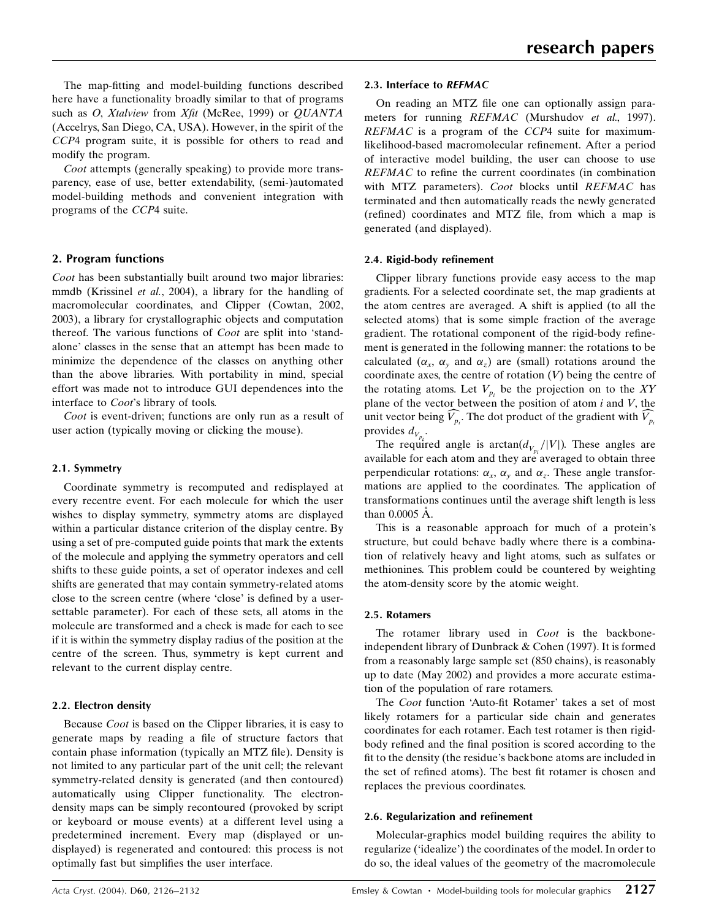The map-fitting and model-building functions described here have a functionality broadly similar to that of programs such as *O*, *Xtalview* from *Xfit* (McRee, 1999) or *QUANTA* (Accelrys, San Diego, CA, USA). However, in the spirit of the *CCP*4 program suite, it is possible for others to read and modify the program.

*Coot* attempts (generally speaking) to provide more transparency, ease of use, better extendability, (semi-)automated model-building methods and convenient integration with programs of the *CCP*4 suite.

## 2. Program functions

*Coot* has been substantially built around two major libraries: mmdb (Krissinel *et al.*, 2004), a library for the handling of macromolecular coordinates, and Clipper (Cowtan, 2002, 2003), a library for crystallographic objects and computation thereof. The various functions of *Coot* are split into 'standalone' classes in the sense that an attempt has been made to minimize the dependence of the classes on anything other than the above libraries. With portability in mind, special effort was made not to introduce GUI dependences into the interface to *Coot*'s library of tools.

*Coot* is event-driven; functions are only run as a result of user action (typically moving or clicking the mouse).

### 2.1. Symmetry

Coordinate symmetry is recomputed and redisplayed at every recentre event. For each molecule for which the user wishes to display symmetry, symmetry atoms are displayed within a particular distance criterion of the display centre. By using a set of pre-computed guide points that mark the extents of the molecule and applying the symmetry operators and cell shifts to these guide points, a set of operator indexes and cell shifts are generated that may contain symmetry-related atoms close to the screen centre (where 'close' is defined by a user-settable parameter). For each of these sets, all atoms in the molecule are transformed and a check is made for each to see if it is within the symmetry display radius of the position at the centre of the screen. Thus, symmetry is kept current and relevant to the current display centre.

### 2.2. Electron density

Because *Coot* is based on the Clipper libraries, it is easy to generate maps by reading a file of structure factors that contain phase information (typically an MTZ file). Density is not limited to any particular part of the unit cell; the relevant symmetry-related density is generated (and then contoured) automatically using Clipper functionality. The electron-density maps can be simply recontoured (provoked by script or keyboard or mouse events) at a different level using a predetermined increment. Every map (displayed or undisplayed) is regenerated and contoured: this process is not optimally fast but simplifies the user interface.

### 2.3. Interface to *REFMAC*

On reading an MTZ file one can optionally assign parameters for running *REFMAC* (Murshudov *et al.*, 1997). *REFMAC* is a program of the *CCP*4 suite for maximum-likelihood-based macromolecular refinement. After a period of interactive model building, the user can choose to use *REFMAC* to refine the current coordinates (in combination with MTZ parameters). *Coot* blocks until *REFMAC* has terminated and then automatically reads the newly generated (refined) coordinates and MTZ file, from which a map is generated (and displayed).

### 2.4. Rigid-body refinement

Clipper library functions provide easy access to the map gradients. For a selected coordinate set, the map gradients at the atom centres are averaged. A shift is applied (to all the selected atoms) that is some simple fraction of the average gradient. The rotational component of the rigid-body refinement is generated in the following manner: the rotations to be calculated ($\alpha_x$, $\alpha_y$ and $\alpha_z$) are (small) rotations around the coordinate axes, the centre of rotation ($V$) being the centre of the rotating atoms. Let $V_{p_i}$ be the projection on to the $XY$ plane of the vector between the position of atom $i$ and $V$, the unit vector being $\widehat{V_{p_i}}$. The dot product of the gradient with $\widehat{V_{p_i}}$ provides $d_{V_{p_i}}$.

The required angle is $\arctan(d_{V_{p_i}}/|V|)$. These angles are available for each atom and they are averaged to obtain three perpendicular rotations: $\alpha_x$, $\alpha_y$ and $\alpha_z$. These angle transformations are applied to the coordinates. The application of transformations continues until the average shift length is less than 0.0005 Å.

This is a reasonable approach for much of a protein's structure, but could behave badly where there is a combination of relatively heavy and light atoms, such as sulfates or methionines. This problem could be countered by weighting the atom-density score by the atomic weight.

### 2.5. Rotamers

The rotamer library used in *Coot* is the backbone-independent library of Dunbrack & Cohen (1997). It is formed from a reasonably large sample set (850 chains), is reasonably up to date (May 2002) and provides a more accurate estimation of the population of rare rotamers.

The *Coot* function 'Auto-fit Rotamer' takes a set of most likely rotamers for a particular side chain and generates coordinates for each rotamer. Each test rotamer is then rigid-body refined and the final position is scored according to the fit to the density (the residue's backbone atoms are included in the set of refined atoms). The best fit rotamer is chosen and replaces the previous coordinates.

### 2.6. Regularization and refinement

Molecular-graphics model building requires the ability to regularize ('idealize') the coordinates of the model. In order to do so, the ideal values of the geometry of the macromolecule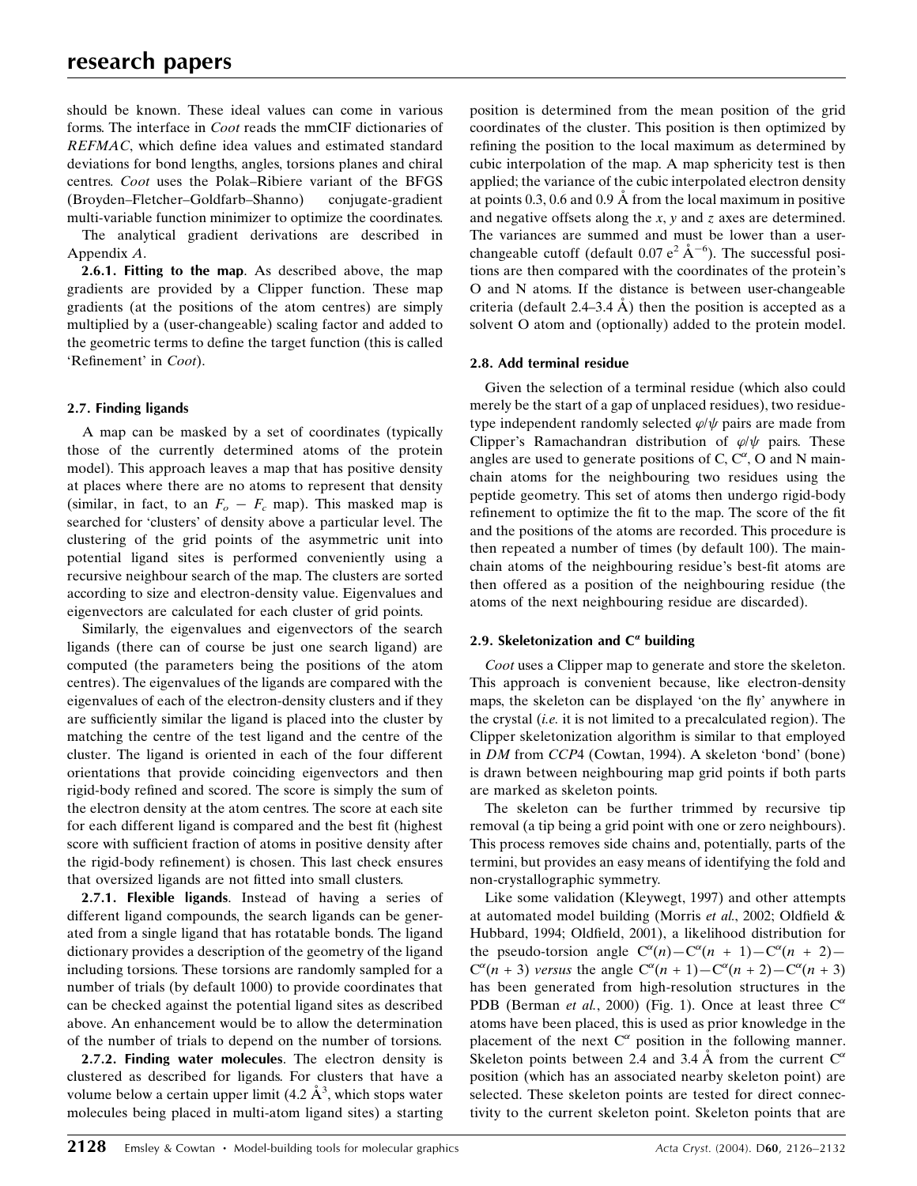should be known. These ideal values can come in various forms. The interface in *Coot* reads the mmCIF dictionaries of *REFMAC*, which define idea values and estimated standard deviations for bond lengths, angles, torsions planes and chiral centres. *Coot* uses the Polak–Ribiere variant of the BFGS (Broyden–Fletcher–Goldfarb–Shanno) conjugate-gradient multi-variable function minimizer to optimize the coordinates.

The analytical gradient derivations are described in Appendix *A*.

**2.6.1. Fitting to the map**. As described above, the map gradients are provided by a Clipper function. These map gradients (at the positions of the atom centres) are simply multiplied by a (user-changeable) scaling factor and added to the geometric terms to define the target function (this is called 'Refinement' in *Coot*).

### 2.7. Finding ligands

A map can be masked by a set of coordinates (typically those of the currently determined atoms of the protein model). This approach leaves a map that has positive density at places where there are no atoms to represent that density (similar, in fact, to an $F_o - F_c$ map). This masked map is searched for 'clusters' of density above a particular level. The clustering of the grid points of the asymmetric unit into potential ligand sites is performed conveniently using a recursive neighbour search of the map. The clusters are sorted according to size and electron-density value. Eigenvalues and eigenvectors are calculated for each cluster of grid points.

Similarly, the eigenvalues and eigenvectors of the search ligands (there can of course be just one search ligand) are computed (the parameters being the positions of the atom centres). The eigenvalues of the ligands are compared with the eigenvalues of each of the electron-density clusters and if they are sufficiently similar the ligand is placed into the cluster by matching the centre of the test ligand and the centre of the cluster. The ligand is oriented in each of the four different orientations that provide coinciding eigenvectors and then rigid-body refined and scored. The score is simply the sum of the electron density at the atom centres. The score at each site for each different ligand is compared and the best fit (highest score with sufficient fraction of atoms in positive density after the rigid-body refinement) is chosen. This last check ensures that oversized ligands are not fitted into small clusters.

**2.7.1. Flexible ligands**. Instead of having a series of different ligand compounds, the search ligands can be generated from a single ligand that has rotatable bonds. The ligand dictionary provides a description of the geometry of the ligand including torsions. These torsions are randomly sampled for a number of trials (by default 1000) to provide coordinates that can be checked against the potential ligand sites as described above. An enhancement would be to allow the determination of the number of trials to depend on the number of torsions.

**2.7.2. Finding water molecules**. The electron density is clustered as described for ligands. For clusters that have a volume below a certain upper limit (4.2 Å$^3$, which stops water molecules being placed in multi-atom ligand sites) a starting position is determined from the mean position of the grid coordinates of the cluster. This position is then optimized by refining the position to the local maximum as determined by cubic interpolation of the map. A map sphericity test is then applied; the variance of the cubic interpolated electron density at points 0.3, 0.6 and 0.9 Å from the local maximum in positive and negative offsets along the *x*, *y* and *z* axes are determined. The variances are summed and must be lower than a user-changeable cutoff (default 0.07 e$^2$ Å$^{-6}$). The successful positions are then compared with the coordinates of the protein's O and N atoms. If the distance is between user-changeable criteria (default 2.4–3.4 Å) then the position is accepted as a solvent O atom and (optionally) added to the protein model.

### 2.8. Add terminal residue

Given the selection of a terminal residue (which also could merely be the start of a gap of unplaced residues), two residue-type independent randomly selected $\varphi/\psi$ pairs are made from Clipper's Ramachandran distribution of $\varphi/\psi$ pairs. These angles are used to generate positions of C, C$^\alpha$, O and N main-chain atoms for the neighbouring two residues using the peptide geometry. This set of atoms then undergo rigid-body refinement to optimize the fit to the map. The score of the fit and the positions of the atoms are recorded. This procedure is then repeated a number of times (by default 100). The main-chain atoms of the neighbouring residue's best-fit atoms are then offered as a position of the neighbouring residue (the atoms of the next neighbouring residue are discarded).

### 2.9. Skeletonization and C$^\alpha$ building

*Coot* uses a Clipper map to generate and store the skeleton. This approach is convenient because, like electron-density maps, the skeleton can be displayed 'on the fly' anywhere in the crystal (*i.e.* it is not limited to a precalculated region). The Clipper skeletonization algorithm is similar to that employed in *DM* from *CCP*4 (Cowtan, 1994). A skeleton 'bond' (bone) is drawn between neighbouring map grid points if both parts are marked as skeleton points.

The skeleton can be further trimmed by recursive tip removal (a tip being a grid point with one or zero neighbours). This process removes side chains and, potentially, parts of the termini, but provides an easy means of identifying the fold and non-crystallographic symmetry.

Like some validation (Kleywegt, 1997) and other attempts at automated model building (Morris *et al.*, 2002; Oldfield & Hubbard, 1994; Oldfield, 2001), a likelihood distribution for the pseudo-torsion angle C$^\alpha$($n$)−C$^\alpha$($n$ + 1)−C$^\alpha$($n$ + 2)−C$^\alpha$($n$ + 3) *versus* the angle C$^\alpha$($n$ + 1)−C$^\alpha$($n$ + 2)−C$^\alpha$($n$ + 3) has been generated from high-resolution structures in the PDB (Berman *et al.*, 2000) (Fig. 1). Once at least three C$^\alpha$ atoms have been placed, this is used as prior knowledge in the placement of the next C$^\alpha$ position in the following manner. Skeleton points between 2.4 and 3.4 Å from the current C$^\alpha$ position (which has an associated nearby skeleton point) are selected. These skeleton points are tested for direct connectivity to the current skeleton point. Skeleton points that are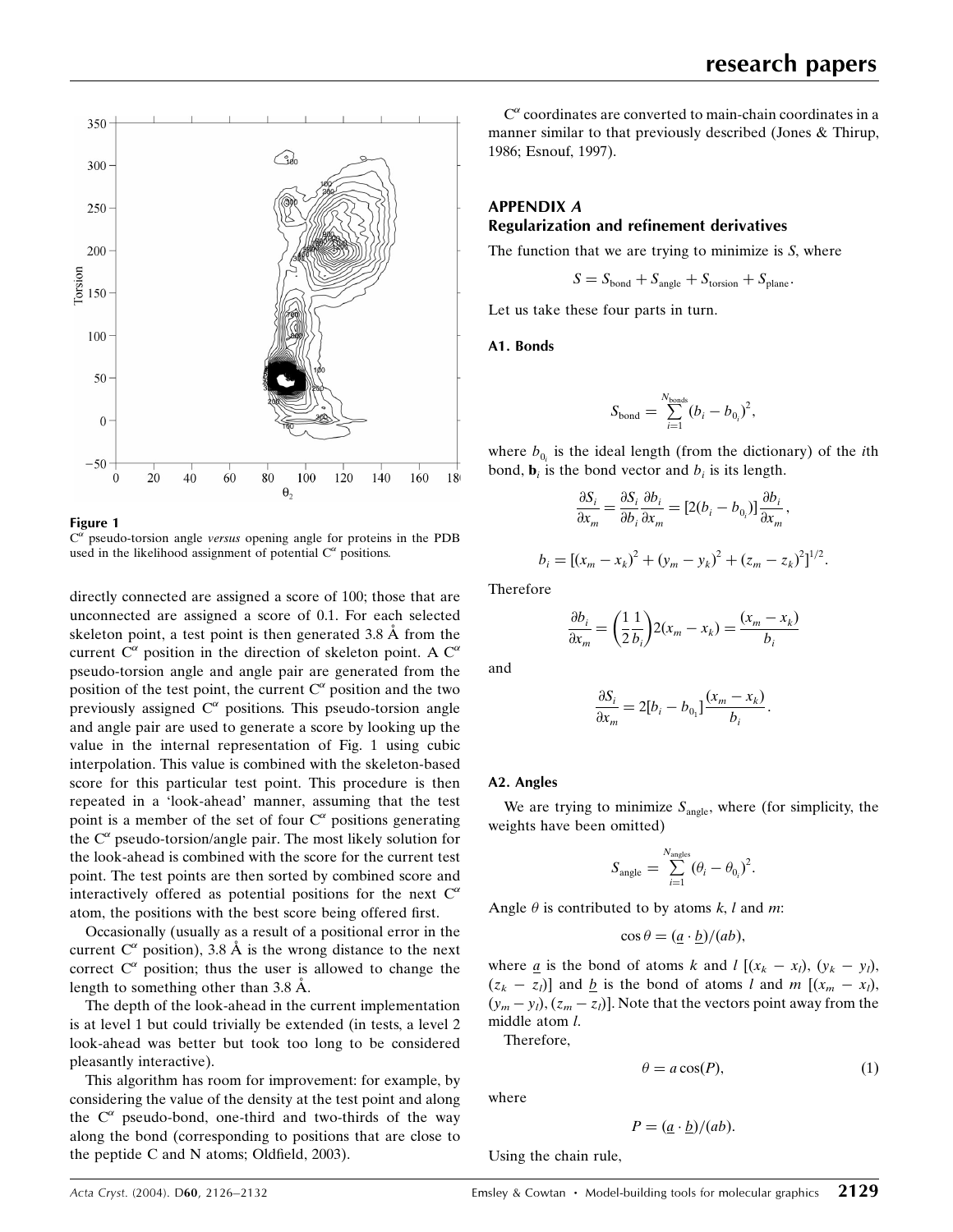**Figure 1**
$C^{\alpha}$ pseudo-torsion angle *versus* opening angle for proteins in the PDB used in the likelihood assignment of potential $C^{\alpha}$ positions.

directly connected are assigned a score of 100; those that are unconnected are assigned a score of 0.1. For each selected skeleton point, a test point is then generated 3.8 Å from the current $C^{\alpha}$ position in the direction of skeleton point. A $C^{\alpha}$ pseudo-torsion angle and angle pair are generated from the position of the test point, the current $C^{\alpha}$ position and the two previously assigned $C^{\alpha}$ positions. This pseudo-torsion angle and angle pair are used to generate a score by looking up the value in the internal representation of Fig. 1 using cubic interpolation. This value is combined with the skeleton-based score for this particular test point. This procedure is then repeated in a 'look-ahead' manner, assuming that the test point is a member of the set of four $C^{\alpha}$ positions generating the $C^{\alpha}$ pseudo-torsion/angle pair. The most likely solution for the look-ahead is combined with the score for the current test point. The test points are then sorted by combined score and interactively offered as potential positions for the next $C^{\alpha}$ atom, the positions with the best score being offered first.

Occasionally (usually as a result of a positional error in the current $C^{\alpha}$ position), 3.8 Å is the wrong distance to the next correct $C^{\alpha}$ position; thus the user is allowed to change the length to something other than 3.8 Å.

The depth of the look-ahead in the current implementation is at level 1 but could trivially be extended (in tests, a level 2 look-ahead was better but took too long to be considered pleasantly interactive).

This algorithm has room for improvement: for example, by considering the value of the density at the test point and along the $C^{\alpha}$ pseudo-bond, one-third and two-thirds of the way along the bond (corresponding to positions that are close to the peptide C and N atoms; Oldfield, 2003).

$C^{\alpha}$ coordinates are converted to main-chain coordinates in a manner similar to that previously described (Jones & Thirup, 1986; Esnouf, 1997).

## APPENDIX *A*
## Regularization and refinement derivatives

The function that we are trying to minimize is *S*, where

$$S = S_{\rm bond} + S_{\rm angle} + S_{\rm torsion} + S_{\rm plane}.$$

Let us take these four parts in turn.

### A1. Bonds

$$S_{\rm bond} = \sum_{i=1}^{N_{\rm bonds}} (b_i - b_{0_i})^2,$$

where $b_{0_i}$ is the ideal length (from the dictionary) of the *i*th bond, $\mathbf{b}_i$ is the bond vector and $b_i$ is its length.

$$\frac{\partial S_i}{\partial x_m} = \frac{\partial S_i}{\partial b_i}\frac{\partial b_i}{\partial x_m} = [2(b_i - b_{0_i})]\frac{\partial b_i}{\partial x_m},$$

$$b_i = [(x_m - x_k)^2 + (y_m - y_k)^2 + (z_m - z_k)^2]^{1/2}.$$

Therefore

$$\frac{\partial b_i}{\partial x_m} = \left(\frac{1}{2}\frac{1}{b_i}\right)2(x_m - x_k) = \frac{(x_m - x_k)}{b_i}$$

and

$$\frac{\partial S_i}{\partial x_m} = 2[b_i - b_{0_i}]\frac{(x_m - x_k)}{b_i}.$$

### A2. Angles

We are trying to minimize $S_{\rm angle}$, where (for simplicity, the weights have been omitted)

$$S_{\rm angle} = \sum_{i=1}^{N_{\rm angles}} (\theta_i - \theta_{0_i})^2.$$

Angle $\theta$ is contributed to by atoms *k*, *l* and *m*:

$$\cos\theta = (\underline{a}\cdot\underline{b})/(ab),$$

where $\underline{a}$ is the bond of atoms *k* and *l* $[(x_k - x_l), (y_k - y_l), (z_k - z_l)]$ and $\underline{b}$ is the bond of atoms *l* and *m* $[(x_m - x_l), (y_m - y_l), (z_m - z_l)]$. Note that the vectors point away from the middle atom *l*.

Therefore,

$$\theta = a\cos(P), \tag{1}$$

where

$$P = (\underline{a}\cdot\underline{b})/(ab).$$

Using the chain rule,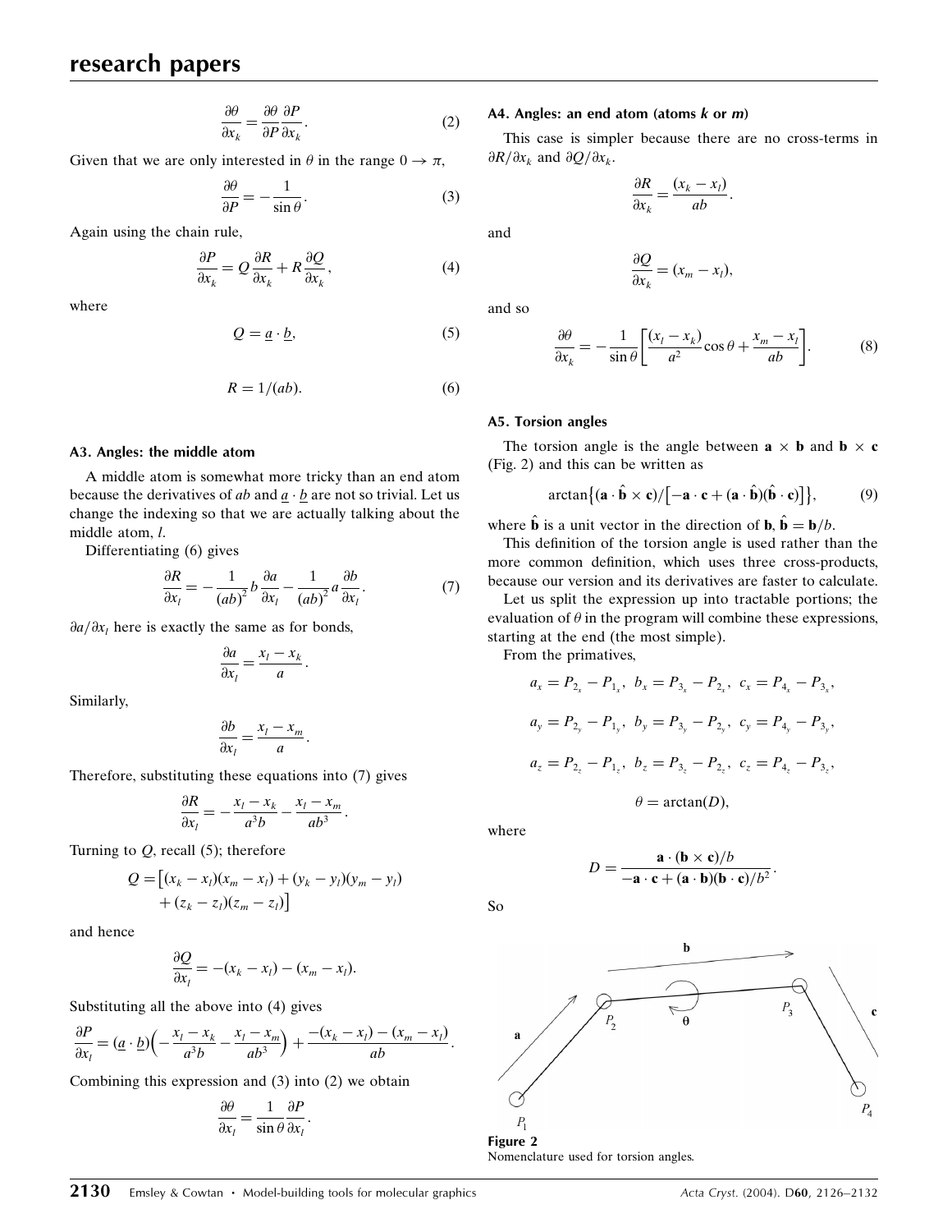$$\frac{\partial \theta}{\partial x_k} = \frac{\partial \theta}{\partial P}\frac{\partial P}{\partial x_k}. \tag{2}$$

Given that we are only interested in $\theta$ in the range $0 \to \pi$,

$$\frac{\partial \theta}{\partial P} = -\frac{1}{\sin\theta}. \tag{3}$$

Again using the chain rule,

$$\frac{\partial P}{\partial x_k} = Q\frac{\partial R}{\partial x_k} + R\frac{\partial Q}{\partial x_k}, \tag{4}$$

where

$$Q = \underline{a} \cdot \underline{b}, \tag{5}$$

$$R = 1/(ab). \tag{6}$$

### A3. Angles: the middle atom

A middle atom is somewhat more tricky than an end atom because the derivatives of $ab$ and $\underline{a} \cdot \underline{b}$ are not so trivial. Let us change the indexing so that we are actually talking about the middle atom, $l$.

Differentiating (6) gives

$$\frac{\partial R}{\partial x_l} = -\frac{1}{(ab)^2} b\frac{\partial a}{\partial x_l} - \frac{1}{(ab)^2} a\frac{\partial b}{\partial x_l}. \tag{7}$$

$\partial a/\partial x_l$ here is exactly the same as for bonds,

$$\frac{\partial a}{\partial x_l} = \frac{x_l - x_k}{a}.$$

Similarly,

$$\frac{\partial b}{\partial x_l} = \frac{x_l - x_m}{a}.$$

Therefore, substituting these equations into (7) gives

$$\frac{\partial R}{\partial x_l} = -\frac{x_l - x_k}{a^3 b} - \frac{x_l - x_m}{ab^3}.$$

Turning to $Q$, recall (5); therefore

$$Q = \left[(x_k - x_l)(x_m - x_l) + (y_k - y_l)(y_m - y_l) + (z_k - z_l)(z_m - z_l)\right]$$

and hence

$$\frac{\partial Q}{\partial x_l} = -(x_k - x_l) - (x_m - x_l).$$

Substituting all the above into (4) gives

$$\frac{\partial P}{\partial x_l} = (\underline{a} \cdot \underline{b})\left(-\frac{x_l - x_k}{a^3 b} - \frac{x_l - x_m}{ab^3}\right) + \frac{-(x_k - x_l) - (x_m - x_l)}{ab}.$$

Combining this expression and (3) into (2) we obtain

$$\frac{\partial \theta}{\partial x_l} = \frac{1}{\sin\theta}\frac{\partial P}{\partial x_l}.$$

### A4. Angles: an end atom (atoms *k* or *m*)

This case is simpler because there are no cross-terms in $\partial R/\partial x_k$ and $\partial Q/\partial x_k$.

$$\frac{\partial R}{\partial x_k} = \frac{(x_k - x_l)}{ab}.$$

and

$$\frac{\partial Q}{\partial x_k} = (x_m - x_l),$$

and so

$$\frac{\partial \theta}{\partial x_k} = -\frac{1}{\sin\theta}\left[\frac{(x_l - x_k)}{a^2}\cos\theta + \frac{x_m - x_l}{ab}\right]. \tag{8}$$

### A5. Torsion angles

The torsion angle is the angle between $\mathbf{a} \times \mathbf{b}$ and $\mathbf{b} \times \mathbf{c}$ (Fig. 2) and this can be written as

$$\arctan\left\{(\mathbf{a} \cdot \hat{\mathbf{b}} \times \mathbf{c})/\left[-\mathbf{a} \cdot \mathbf{c} + (\mathbf{a} \cdot \hat{\mathbf{b}})(\hat{\mathbf{b}} \cdot \mathbf{c})\right]\right\}, \tag{9}$$

where $\hat{\mathbf{b}}$ is a unit vector in the direction of $\mathbf{b}$, $\hat{\mathbf{b}} = \mathbf{b}/b$.

This definition of the torsion angle is used rather than the more common definition, which uses three cross-products, because our version and its derivatives are faster to calculate.

Let us split the expression up into tractable portions; the evaluation of $\theta$ in the program will combine these expressions, starting at the end (the most simple).

From the primatives,

$$a_x = P_{2_x} - P_{1_x},\ b_x = P_{3_x} - P_{2_x},\ c_x = P_{4_x} - P_{3_x},$$

$$a_y = P_{2_y} - P_{1_y},\ b_y = P_{3_y} - P_{2_y},\ c_y = P_{4_y} - P_{3_y},$$

$$a_z = P_{2_z} - P_{1_z},\ b_z = P_{3_z} - P_{2_z},\ c_z = P_{4_z} - P_{3_z},$$

$$\theta = \arctan(D),$$

where

$$D = \frac{\mathbf{a} \cdot (\mathbf{b} \times \mathbf{c})/b}{-\mathbf{a} \cdot \mathbf{c} + (\mathbf{a} \cdot \mathbf{b})(\mathbf{b} \cdot \mathbf{c})/b^2}.$$

So

**Figure 2**
Nomenclature used for torsion angles.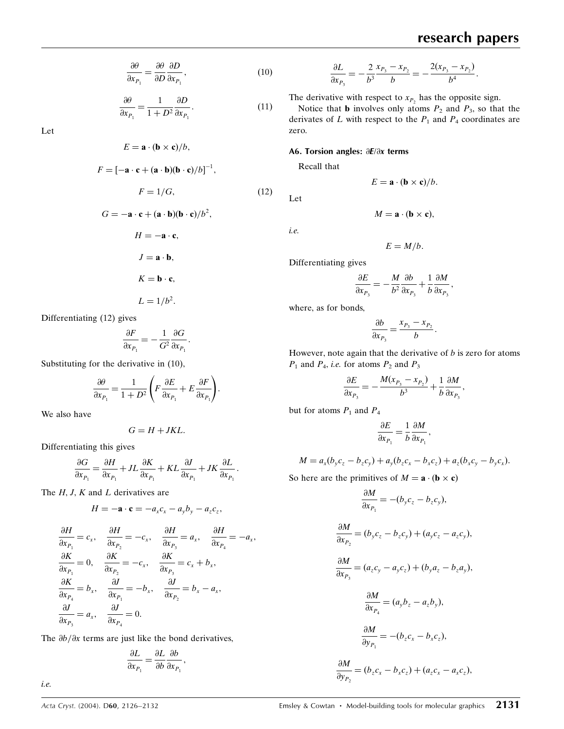$$\frac{\partial \theta}{\partial x_{P_1}} = \frac{\partial \theta}{\partial D}\frac{\partial D}{\partial x_{P_1}}, \tag{10}$$

$$\frac{\partial \theta}{\partial x_{P_1}} = \frac{1}{1+D^2}\frac{\partial D}{\partial x_{P_1}}. \tag{11}$$

Let

$$E = \mathbf{a}\cdot(\mathbf{b}\times\mathbf{c})/b,$$

$$F = [-\mathbf{a}\cdot\mathbf{c} + (\mathbf{a}\cdot\mathbf{b})(\mathbf{b}\cdot\mathbf{c})/b]^{-1},$$

$$F = 1/G, \tag{12}$$

$$G = -\mathbf{a}\cdot\mathbf{c} + (\mathbf{a}\cdot\mathbf{b})(\mathbf{b}\cdot\mathbf{c})/b^2,$$

$$H = -\mathbf{a}\cdot\mathbf{c},$$

$$J = \mathbf{a}\cdot\mathbf{b},$$

$$K = \mathbf{b}\cdot\mathbf{c},$$

$$L = 1/b^2.$$

Differentiating (12) gives

$$\frac{\partial F}{\partial x_{P_1}} = -\frac{1}{G^2}\frac{\partial G}{\partial x_{P_1}}.$$

Substituting for the derivative in (10),

$$\frac{\partial \theta}{\partial x_{P_1}} = \frac{1}{1+D^2}\left(F\frac{\partial E}{\partial x_{P_1}} + E\frac{\partial F}{\partial x_{P_1}}\right).$$

We also have

$$G = H + JKL.$$

Differentiating this gives

$$\frac{\partial G}{\partial x_{P_1}} = \frac{\partial H}{\partial x_{P_1}} + JL\frac{\partial K}{\partial x_{P_1}} + KL\frac{\partial J}{\partial x_{P_1}} + JK\frac{\partial L}{\partial x_{P_1}}.$$

The $H$, $J$, $K$ and $L$ derivatives are

$$H = -\mathbf{a}\cdot\mathbf{c} = -a_x c_x - a_y b_y - a_z c_z,$$

$$\frac{\partial H}{\partial x_{P_1}} = c_x, \quad \frac{\partial H}{\partial x_{P_2}} = -c_x, \quad \frac{\partial H}{\partial x_{P_3}} = a_x, \quad \frac{\partial H}{\partial x_{P_4}} = -a_x,$$
$$\frac{\partial K}{\partial x_{P_1}} = 0, \quad \frac{\partial K}{\partial x_{P_2}} = -c_x, \quad \frac{\partial K}{\partial x_{P_3}} = c_x + b_x,$$
$$\frac{\partial K}{\partial x_{P_4}} = b_x, \quad \frac{\partial J}{\partial x_{P_1}} = -b_x, \quad \frac{\partial J}{\partial x_{P_2}} = b_x - a_x,$$
$$\frac{\partial J}{\partial x_{P_3}} = a_x, \quad \frac{\partial J}{\partial x_{P_4}} = 0.$$

The $\partial b/\partial x$ terms are just like the bond derivatives,

$$\frac{\partial L}{\partial x_{P_1}} = \frac{\partial L}{\partial b}\frac{\partial b}{\partial x_{P_1}},$$

*i.e.*

$$\frac{\partial L}{\partial x_{P_3}} = -\frac{2}{b^3}\frac{x_{P_3} - x_{P_2}}{b} = -\frac{2(x_{P_3} - x_{P_2})}{b^4}.$$

The derivative with respect to $x_{P_2}$ has the opposite sign.

Notice that **b** involves only atoms $P_2$ and $P_3$, so that the derivates of $L$ with respect to the $P_1$ and $P_4$ coordinates are zero.

### A6. Torsion angles: $\partial E/\partial x$ terms

Recall that

$$E = \mathbf{a}\cdot(\mathbf{b}\times\mathbf{c})/b.$$

Let

$$M = \mathbf{a}\cdot(\mathbf{b}\times\mathbf{c}),$$

*i.e.*

$$E = M/b.$$

Differentiating gives

$$\frac{\partial E}{\partial x_{P_3}} = -\frac{M}{b^2}\frac{\partial b}{\partial x_{P_3}} + \frac{1}{b}\frac{\partial M}{\partial x_{P_3}},$$

where, as for bonds,

$$\frac{\partial b}{\partial x_{P_3}} = \frac{x_{P_3} - x_{P_2}}{b}.$$

However, note again that the derivative of $b$ is zero for atoms $P_1$ and $P_4$, *i.e.* for atoms $P_2$ and $P_3$

$$\frac{\partial E}{\partial x_{P_3}} = -\frac{M(x_{P_3} - x_{P_2})}{b^3} + \frac{1}{b}\frac{\partial M}{\partial x_{P_3}},$$

but for atoms $P_1$ and $P_4$

$$\frac{\partial E}{\partial x_{P_1}} = \frac{1}{b}\frac{\partial M}{\partial x_{P_1}},$$

$$M = a_x(b_y c_z - b_z c_y) + a_y(b_z c_x - b_x c_z) + a_z(b_x c_y - b_y c_x).$$

So here are the primitives of $M = \mathbf{a}\cdot(\mathbf{b}\times\mathbf{c})$

$$\frac{\partial M}{\partial x_{P_1}} = -(b_y c_z - b_z c_y),$$

$$\frac{\partial M}{\partial x_{P_2}} = (b_y c_z - b_z c_y) + (a_y c_z - a_z c_y),$$

$$\frac{\partial M}{\partial x_{P_3}} = (a_z c_y - a_y c_z) + (b_y a_z - b_z a_y),$$

$$\frac{\partial M}{\partial x_{P_4}} = (a_y b_z - a_z b_y),$$

$$\frac{\partial M}{\partial y_{P_1}} = -(b_z c_x - b_x c_z),$$

$$\frac{\partial M}{\partial y_{P_2}} = (b_z c_x - b_x c_z) + (a_z c_x - a_x c_z),$$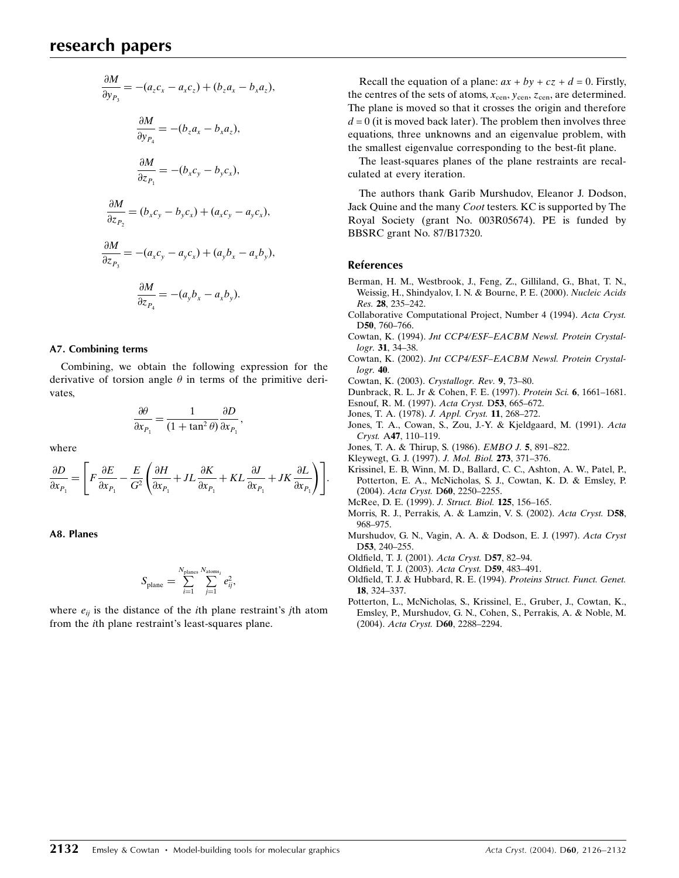$$\frac{\partial M}{\partial y_{P_3}} = -(a_z c_x - a_x c_z) + (b_z a_x - b_x a_z),$$

$$\frac{\partial M}{\partial y_{P_4}} = -(b_z a_x - b_x a_z),$$

$$\frac{\partial M}{\partial z_{P_1}} = -(b_x c_y - b_y c_x),$$

$$\frac{\partial M}{\partial z_{P_2}} = (b_x c_y - b_y c_x) + (a_x c_y - a_y c_x),$$

$$\frac{\partial M}{\partial z_{P_3}} = -(a_x c_y - a_y c_x) + (a_y b_x - a_x b_y),$$

$$\frac{\partial M}{\partial z_{P_4}} = -(a_y b_x - a_x b_y).$$

### A7. Combining terms

Combining, we obtain the following expression for the derivative of torsion angle $\theta$ in terms of the primitive derivates,

$$\frac{\partial \theta}{\partial x_{P_1}} = \frac{1}{(1 + \tan^2 \theta)} \frac{\partial D}{\partial x_{P_1}},$$

where

$$\frac{\partial D}{\partial x_{P_1}} = \left[ F \frac{\partial E}{\partial x_{P_1}} - \frac{E}{G^2} \left( \frac{\partial H}{\partial x_{P_1}} + JL \frac{\partial K}{\partial x_{P_1}} + KL \frac{\partial J}{\partial x_{P_1}} + JK \frac{\partial L}{\partial x_{P_1}} \right) \right].$$

### A8. Planes

$$S_{\text{plane}} = \sum_{i=1}^{N_{\text{planes}}} \sum_{j=1}^{N_{\text{atoms}_i}} e_{ij}^2,$$

where $e_{ij}$ is the distance of the $i$th plane restraint's $j$th atom from the $i$th plane restraint's least-squares plane.

Recall the equation of a plane: $ax + by + cz + d = 0$. Firstly, the centres of the sets of atoms, $x_{\text{cen}}$, $y_{\text{cen}}$, $z_{\text{cen}}$, are determined. The plane is moved so that it crosses the origin and therefore $d = 0$ (it is moved back later). The problem then involves three equations, three unknowns and an eigenvalue problem, with the smallest eigenvalue corresponding to the best-fit plane.

The least-squares planes of the plane restraints are recalculated at every iteration.

The authors thank Garib Murshudov, Eleanor J. Dodson, Jack Quine and the many *Coot* testers. KC is supported by The Royal Society (grant No. 003R05674). PE is funded by BBSRC grant No. 87/B17320.

## References

Berman, H. M., Westbrook, J., Feng, Z., Gilliland, G., Bhat, T. N., Weissig, H., Shindyalov, I. N. & Bourne, P. E. (2000). *Nucleic Acids Res.* **28**, 235–242.

Collaborative Computational Project, Number 4 (1994). *Acta Cryst.* D**50**, 760–766.

Cowtan, K. (1994). *Jnt CCP4/ESF–EACBM Newsl. Protein Crystallogr.* **31**, 34–38.

Cowtan, K. (2002). *Jnt CCP4/ESF–EACBM Newsl. Protein Crystallogr.* **40**.

Cowtan, K. (2003). *Crystallogr. Rev.* **9**, 73–80.

Dunbrack, R. L. Jr & Cohen, F. E. (1997). *Protein Sci.* **6**, 1661–1681.

Esnouf, R. M. (1997). *Acta Cryst.* D**53**, 665–672.

Jones, T. A. (1978). *J. Appl. Cryst.* **11**, 268–272.

Jones, T. A., Cowan, S., Zou, J.-Y. & Kjeldgaard, M. (1991). *Acta Cryst.* A**47**, 110–119.

Jones, T. A. & Thirup, S. (1986). *EMBO J.* **5**, 891–822.

Kleywegt, G. J. (1997). *J. Mol. Biol.* **273**, 371–376.

Krissinel, E. B, Winn, M. D., Ballard, C. C., Ashton, A. W., Patel, P., Potterton, E. A., McNicholas, S. J., Cowtan, K. D. & Emsley, P. (2004). *Acta Cryst.* D**60**, 2250–2255.

McRee, D. E. (1999). *J. Struct. Biol.* **125**, 156–165.

Morris, R. J., Perrakis, A. & Lamzin, V. S. (2002). *Acta Cryst.* D**58**, 968–975.

Murshudov, G. N., Vagin, A. A. & Dodson, E. J. (1997). *Acta Cryst* D**53**, 240–255.

Oldfield, T. J. (2001). *Acta Cryst.* D**57**, 82–94.

Oldfield, T. J. (2003). *Acta Cryst.* D**59**, 483–491.

Oldfield, T. J. & Hubbard, R. E. (1994). *Proteins Struct. Funct. Genet.* **18**, 324–337.

Potterton, L., McNicholas, S., Krissinel, E., Gruber, J., Cowtan, K., Emsley, P., Murshudov, G. N., Cohen, S., Perrakis, A. & Noble, M. (2004). *Acta Cryst.* D**60**, 2288–2294.